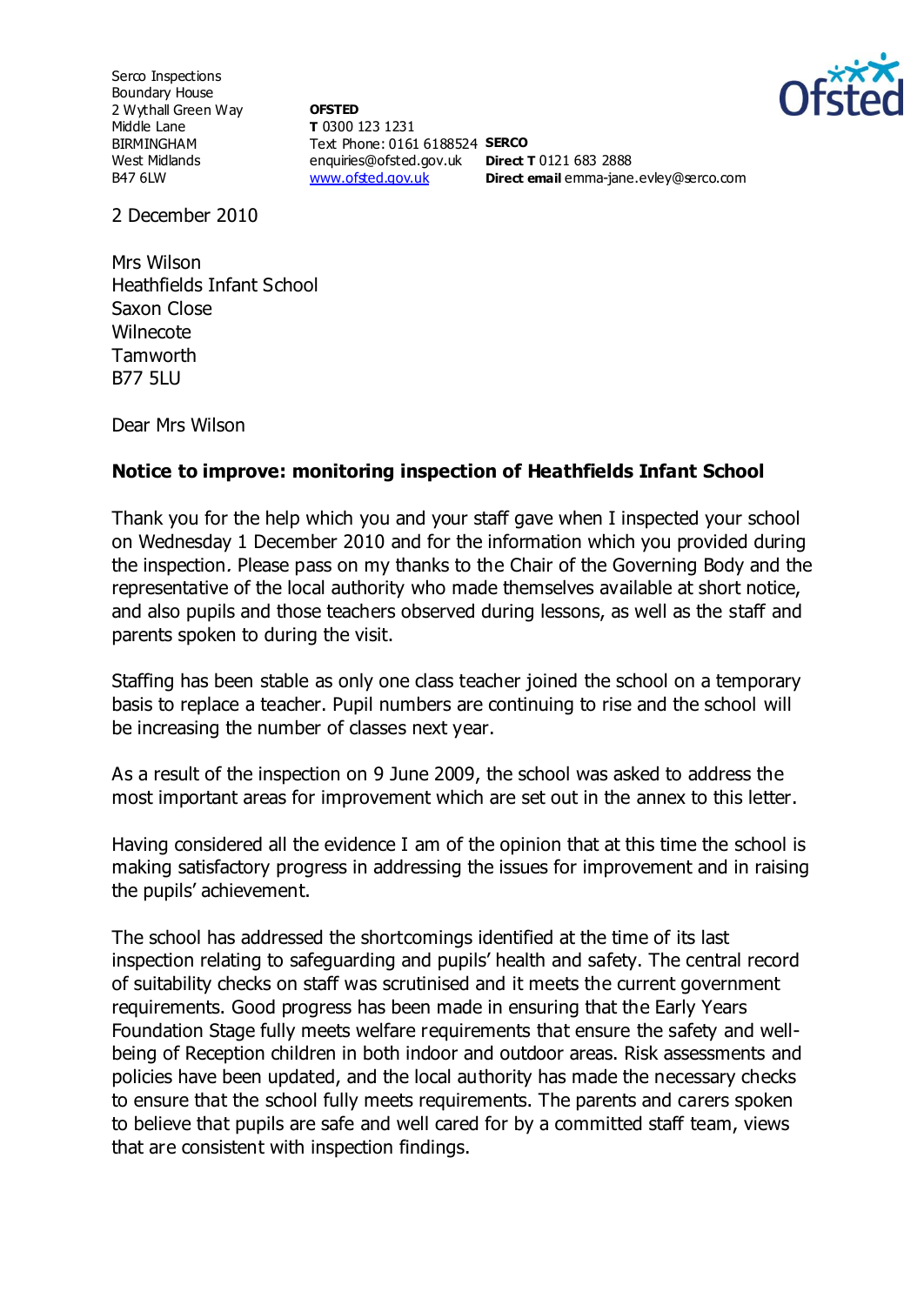Serco Inspections
Boundary House
2 Wythall Green Way
Middle Lane
BIRMINGHAM
West Midlands
B47 6LW

**OFSTED**
**T** 0300 123 1231
Text Phone: 0161 6188524
enquiries@ofsted.gov.uk
www.ofsted.gov.uk

**SERCO**
**Direct T** 0121 683 2888
**Direct email** emma-jane.evley@serco.com

2 December 2010

Mrs Wilson
Heathfields Infant School
Saxon Close
Wilnecote
Tamworth
B77 5LU

Dear Mrs Wilson

**Notice to improve: monitoring inspection of Heathfields Infant School**

Thank you for the help which you and your staff gave when I inspected your school on Wednesday 1 December 2010 and for the information which you provided during the inspection. Please pass on my thanks to the Chair of the Governing Body and the representative of the local authority who made themselves available at short notice, and also pupils and those teachers observed during lessons, as well as the staff and parents spoken to during the visit.

Staffing has been stable as only one class teacher joined the school on a temporary basis to replace a teacher. Pupil numbers are continuing to rise and the school will be increasing the number of classes next year.

As a result of the inspection on 9 June 2009, the school was asked to address the most important areas for improvement which are set out in the annex to this letter.

Having considered all the evidence I am of the opinion that at this time the school is making satisfactory progress in addressing the issues for improvement and in raising the pupils' achievement.

The school has addressed the shortcomings identified at the time of its last inspection relating to safeguarding and pupils' health and safety. The central record of suitability checks on staff was scrutinised and it meets the current government requirements. Good progress has been made in ensuring that the Early Years Foundation Stage fully meets welfare requirements that ensure the safety and well-being of Reception children in both indoor and outdoor areas. Risk assessments and policies have been updated, and the local authority has made the necessary checks to ensure that the school fully meets requirements. The parents and carers spoken to believe that pupils are safe and well cared for by a committed staff team, views that are consistent with inspection findings.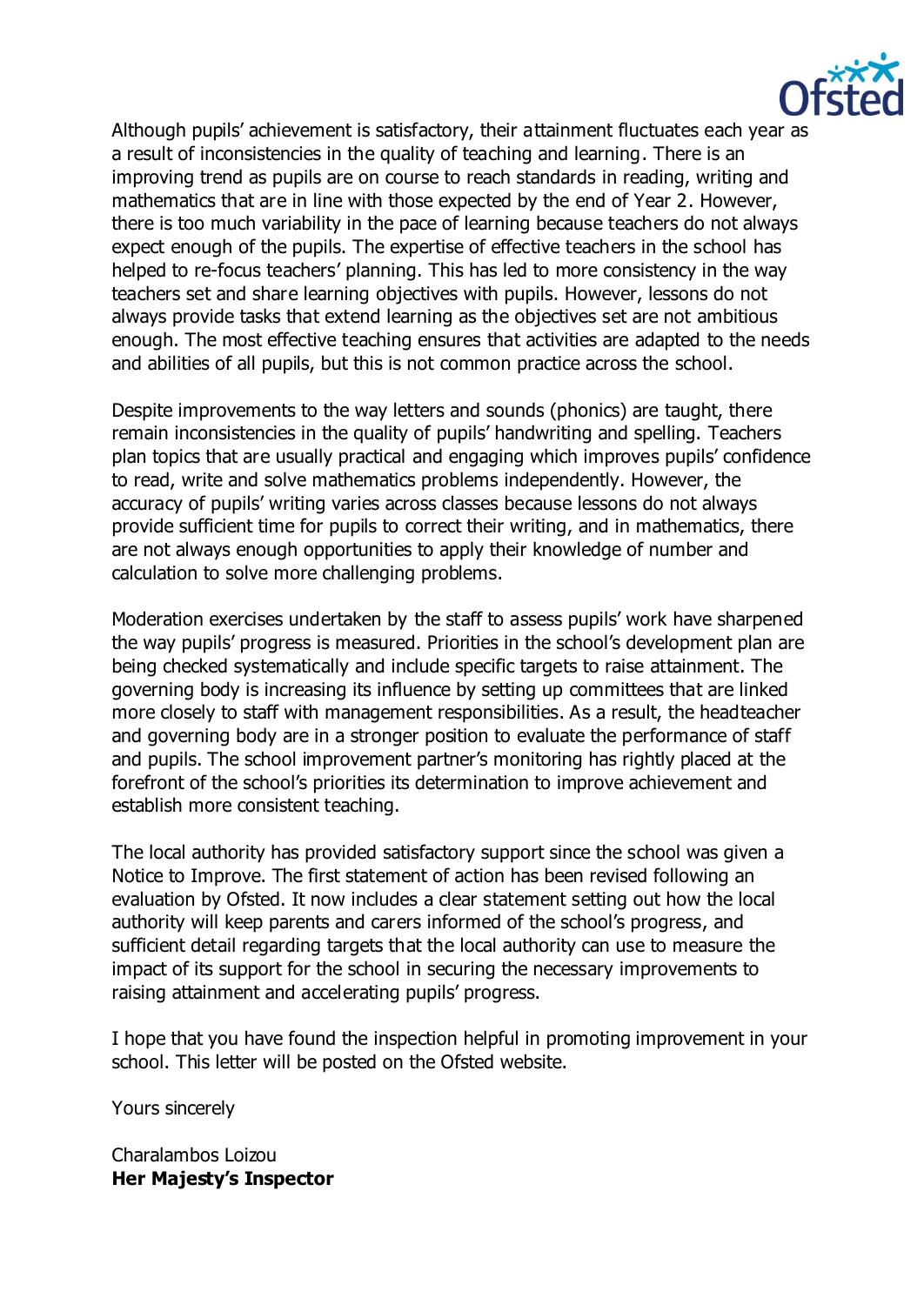Although pupils' achievement is satisfactory, their attainment fluctuates each year as a result of inconsistencies in the quality of teaching and learning. There is an improving trend as pupils are on course to reach standards in reading, writing and mathematics that are in line with those expected by the end of Year 2. However, there is too much variability in the pace of learning because teachers do not always expect enough of the pupils. The expertise of effective teachers in the school has helped to re-focus teachers' planning. This has led to more consistency in the way teachers set and share learning objectives with pupils. However, lessons do not always provide tasks that extend learning as the objectives set are not ambitious enough. The most effective teaching ensures that activities are adapted to the needs and abilities of all pupils, but this is not common practice across the school.

Despite improvements to the way letters and sounds (phonics) are taught, there remain inconsistencies in the quality of pupils' handwriting and spelling. Teachers plan topics that are usually practical and engaging which improves pupils' confidence to read, write and solve mathematics problems independently. However, the accuracy of pupils' writing varies across classes because lessons do not always provide sufficient time for pupils to correct their writing, and in mathematics, there are not always enough opportunities to apply their knowledge of number and calculation to solve more challenging problems.

Moderation exercises undertaken by the staff to assess pupils' work have sharpened the way pupils' progress is measured. Priorities in the school's development plan are being checked systematically and include specific targets to raise attainment. The governing body is increasing its influence by setting up committees that are linked more closely to staff with management responsibilities. As a result, the headteacher and governing body are in a stronger position to evaluate the performance of staff and pupils. The school improvement partner's monitoring has rightly placed at the forefront of the school's priorities its determination to improve achievement and establish more consistent teaching.

The local authority has provided satisfactory support since the school was given a Notice to Improve. The first statement of action has been revised following an evaluation by Ofsted. It now includes a clear statement setting out how the local authority will keep parents and carers informed of the school's progress, and sufficient detail regarding targets that the local authority can use to measure the impact of its support for the school in securing the necessary improvements to raising attainment and accelerating pupils' progress.

I hope that you have found the inspection helpful in promoting improvement in your school. This letter will be posted on the Ofsted website.

Yours sincerely

Charalambos Loizou
**Her Majesty's Inspector**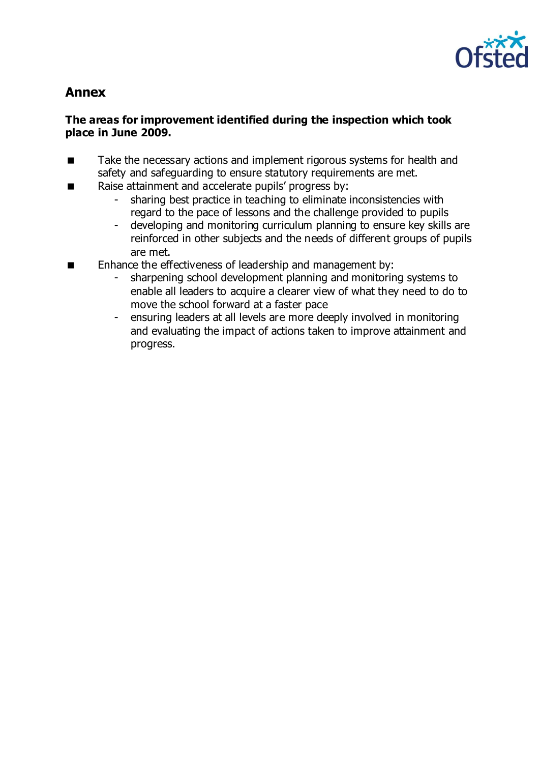## Annex

**The areas for improvement identified during the inspection which took place in June 2009.**

- Take the necessary actions and implement rigorous systems for health and safety and safeguarding to ensure statutory requirements are met.
- Raise attainment and accelerate pupils' progress by:
  - sharing best practice in teaching to eliminate inconsistencies with regard to the pace of lessons and the challenge provided to pupils
  - developing and monitoring curriculum planning to ensure key skills are reinforced in other subjects and the needs of different groups of pupils are met.
- Enhance the effectiveness of leadership and management by:
  - sharpening school development planning and monitoring systems to enable all leaders to acquire a clearer view of what they need to do to move the school forward at a faster pace
  - ensuring leaders at all levels are more deeply involved in monitoring and evaluating the impact of actions taken to improve attainment and progress.